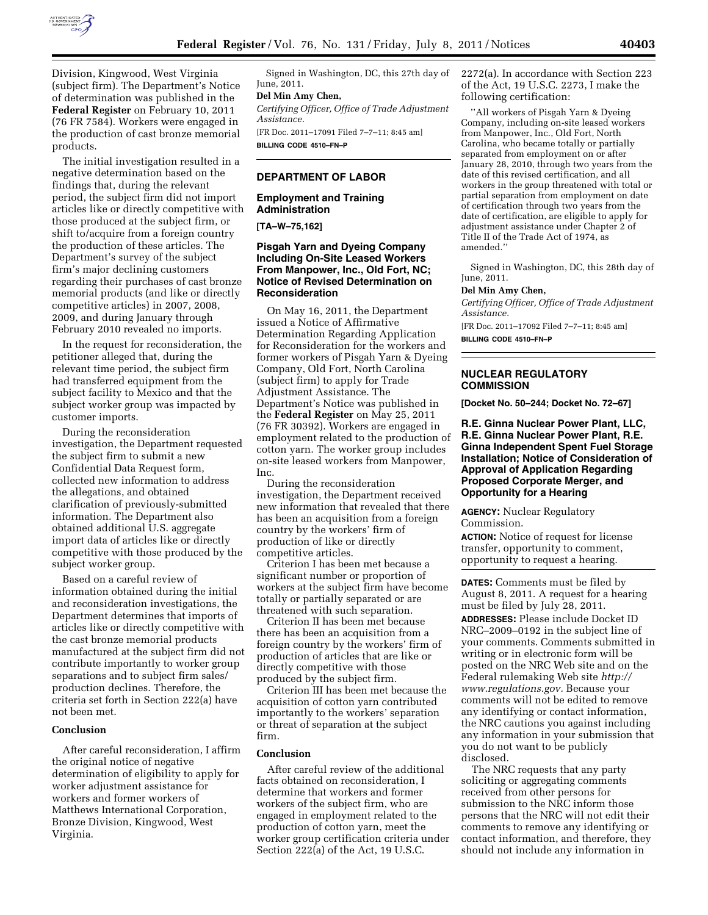Division, Kingwood, West Virginia (subject firm). The Department's Notice of determination was published in the **Federal Register** on February 10, 2011 (76 FR 7584). Workers were engaged in the production of cast bronze memorial products.

The initial investigation resulted in a negative determination based on the findings that, during the relevant period, the subject firm did not import articles like or directly competitive with those produced at the subject firm, or shift to/acquire from a foreign country the production of these articles. The Department's survey of the subject firm's major declining customers regarding their purchases of cast bronze memorial products (and like or directly competitive articles) in 2007, 2008, 2009, and during January through February 2010 revealed no imports.

In the request for reconsideration, the petitioner alleged that, during the relevant time period, the subject firm had transferred equipment from the subject facility to Mexico and that the subject worker group was impacted by customer imports.

During the reconsideration investigation, the Department requested the subject firm to submit a new Confidential Data Request form, collected new information to address the allegations, and obtained clarification of previously-submitted information. The Department also obtained additional U.S. aggregate import data of articles like or directly competitive with those produced by the subject worker group.

Based on a careful review of information obtained during the initial and reconsideration investigations, the Department determines that imports of articles like or directly competitive with the cast bronze memorial products manufactured at the subject firm did not contribute importantly to worker group separations and to subject firm sales/production declines. Therefore, the criteria set forth in Section 222(a) have not been met.

### Conclusion

After careful reconsideration, I affirm the original notice of negative determination of eligibility to apply for worker adjustment assistance for workers and former workers of Matthews International Corporation, Bronze Division, Kingwood, West Virginia.

Signed in Washington, DC, this 27th day of June, 2011.

**Del Min Amy Chen,**

*Certifying Officer, Office of Trade Adjustment Assistance.*

[FR Doc. 2011–17091 Filed 7–7–11; 8:45 am]

**BILLING CODE 4510–FN–P**

## DEPARTMENT OF LABOR

### Employment and Training Administration

**[TA–W–75,162]**

### Pisgah Yarn and Dyeing Company Including On-Site Leased Workers From Manpower, Inc., Old Fort, NC; Notice of Revised Determination on Reconsideration

On May 16, 2011, the Department issued a Notice of Affirmative Determination Regarding Application for Reconsideration for the workers and former workers of Pisgah Yarn & Dyeing Company, Old Fort, North Carolina (subject firm) to apply for Trade Adjustment Assistance. The Department's Notice was published in the **Federal Register** on May 25, 2011 (76 FR 30392). Workers are engaged in employment related to the production of cotton yarn. The worker group includes on-site leased workers from Manpower, Inc.

During the reconsideration investigation, the Department received new information that revealed that there has been an acquisition from a foreign country by the workers' firm of production of like or directly competitive articles.

Criterion I has been met because a significant number or proportion of workers at the subject firm have become totally or partially separated or are threatened with such separation.

Criterion II has been met because there has been an acquisition from a foreign country by the workers' firm of production of articles that are like or directly competitive with those produced by the subject firm.

Criterion III has been met because the acquisition of cotton yarn contributed importantly to the workers' separation or threat of separation at the subject firm.

### Conclusion

After careful review of the additional facts obtained on reconsideration, I determine that workers and former workers of the subject firm, who are engaged in employment related to the production of cotton yarn, meet the worker group certification criteria under Section 222(a) of the Act, 19 U.S.C. 2272(a). In accordance with Section 223 of the Act, 19 U.S.C. 2273, I make the following certification:

''All workers of Pisgah Yarn & Dyeing Company, including on-site leased workers from Manpower, Inc., Old Fort, North Carolina, who became totally or partially separated from employment on or after January 28, 2010, through two years from the date of this revised certification, and all workers in the group threatened with total or partial separation from employment on date of certification through two years from the date of certification, are eligible to apply for adjustment assistance under Chapter 2 of Title II of the Trade Act of 1974, as amended.''

Signed in Washington, DC, this 28th day of June, 2011.

**Del Min Amy Chen,**

*Certifying Officer, Office of Trade Adjustment Assistance.*

[FR Doc. 2011–17092 Filed 7–7–11; 8:45 am]

**BILLING CODE 4510–FN–P**

## NUCLEAR REGULATORY COMMISSION

**[Docket No. 50–244; Docket No. 72–67]**

### R.E. Ginna Nuclear Power Plant, LLC, R.E. Ginna Nuclear Power Plant, R.E. Ginna Independent Spent Fuel Storage Installation; Notice of Consideration of Approval of Application Regarding Proposed Corporate Merger, and Opportunity for a Hearing

**AGENCY:** Nuclear Regulatory Commission.

**ACTION:** Notice of request for license transfer, opportunity to comment, opportunity to request a hearing.

**DATES:** Comments must be filed by August 8, 2011. A request for a hearing must be filed by July 28, 2011.

**ADDRESSES:** Please include Docket ID NRC–2009–0192 in the subject line of your comments. Comments submitted in writing or in electronic form will be posted on the NRC Web site and on the Federal rulemaking Web site *http://www.regulations.gov.* Because your comments will not be edited to remove any identifying or contact information, the NRC cautions you against including any information in your submission that you do not want to be publicly disclosed.

The NRC requests that any party soliciting or aggregating comments received from other persons for submission to the NRC inform those persons that the NRC will not edit their comments to remove any identifying or contact information, and therefore, they should not include any information in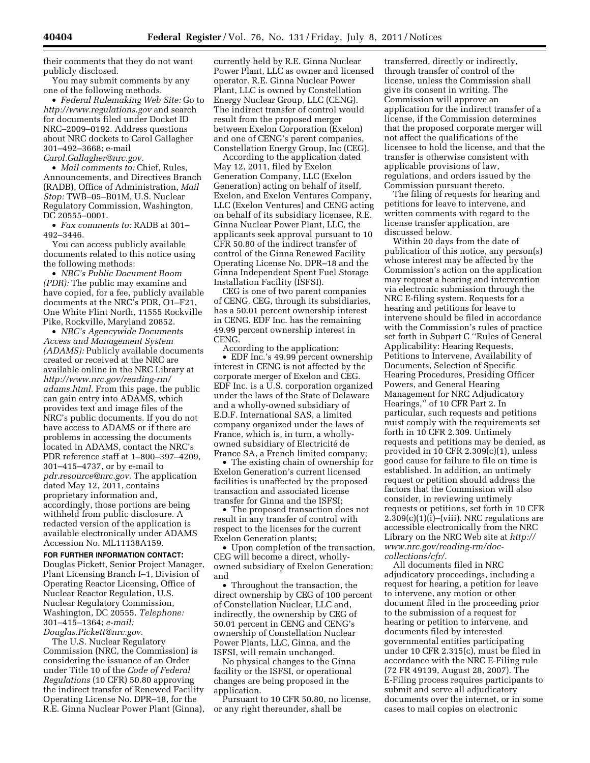their comments that they do not want publicly disclosed.

You may submit comments by any one of the following methods.

- *Federal Rulemaking Web Site:* Go to *http://www.regulations.gov* and search for documents filed under Docket ID NRC–2009–0192. Address questions about NRC dockets to Carol Gallagher 301–492–3668; e-mail *Carol.Gallagher@nrc.gov.*
- *Mail comments to:* Chief, Rules, Announcements, and Directives Branch (RADB), Office of Administration, *Mail Stop:* TWB–05–B01M, U.S. Nuclear Regulatory Commission, Washington, DC 20555–0001.
- *Fax comments to:* RADB at 301–492–3446.

You can access publicly available documents related to this notice using the following methods:

- *NRC's Public Document Room (PDR):* The public may examine and have copied, for a fee, publicly available documents at the NRC's PDR, O1–F21, One White Flint North, 11555 Rockville Pike, Rockville, Maryland 20852.
- *NRC's Agencywide Documents Access and Management System (ADAMS):* Publicly available documents created or received at the NRC are available online in the NRC Library at *http://www.nrc.gov/reading-rm/adams.html.* From this page, the public can gain entry into ADAMS, which provides text and image files of the NRC's public documents. If you do not have access to ADAMS or if there are problems in accessing the documents located in ADAMS, contact the NRC's PDR reference staff at 1–800–397–4209, 301–415–4737, or by e-mail to *pdr.resource@nrc.gov.* The application dated May 12, 2011, contains proprietary information and, accordingly, those portions are being withheld from public disclosure. A redacted version of the application is available electronically under ADAMS Accession No. ML11138A159.

**FOR FURTHER INFORMATION CONTACT:** Douglas Pickett, Senior Project Manager, Plant Licensing Branch I–1, Division of Operating Reactor Licensing, Office of Nuclear Reactor Regulation, U.S. Nuclear Regulatory Commission, Washington, DC 20555. *Telephone:* 301–415–1364; *e-mail: Douglas.Pickett@nrc.gov.*

The U.S. Nuclear Regulatory Commission (NRC, the Commission) is considering the issuance of an Order under Title 10 of the *Code of Federal Regulations* (10 CFR) 50.80 approving the indirect transfer of Renewed Facility Operating License No. DPR–18, for the R.E. Ginna Nuclear Power Plant (Ginna), currently held by R.E. Ginna Nuclear Power Plant, LLC as owner and licensed operator. R.E. Ginna Nuclear Power Plant, LLC is owned by Constellation Energy Nuclear Group, LLC (CENG). The indirect transfer of control would result from the proposed merger between Exelon Corporation (Exelon) and one of CENG's parent companies, Constellation Energy Group, Inc (CEG).

According to the application dated May 12, 2011, filed by Exelon Generation Company, LLC (Exelon Generation) acting on behalf of itself, Exelon, and Exelon Ventures Company, LLC (Exelon Ventures) and CENG acting on behalf of its subsidiary licensee, R.E. Ginna Nuclear Power Plant, LLC, the applicants seek approval pursuant to 10 CFR 50.80 of the indirect transfer of control of the Ginna Renewed Facility Operating License No. DPR–18 and the Ginna Independent Spent Fuel Storage Installation Facility (ISFSI).

CEG is one of two parent companies of CENG. CEG, through its subsidiaries, has a 50.01 percent ownership interest in CENG. EDF Inc. has the remaining 49.99 percent ownership interest in CENG.

According to the application:

- EDF Inc.'s 49.99 percent ownership interest in CENG is not affected by the corporate merger of Exelon and CEG. EDF Inc. is a U.S. corporation organized under the laws of the State of Delaware and a wholly-owned subsidiary of E.D.F. International SAS, a limited company organized under the laws of France, which is, in turn, a wholly-owned subsidiary of Electricité de France SA, a French limited company;
- The existing chain of ownership for Exelon Generation's current licensed facilities is unaffected by the proposed transaction and associated license transfer for Ginna and the ISFSI;
- The proposed transaction does not result in any transfer of control with respect to the licenses for the current Exelon Generation plants;
- Upon completion of the transaction, CEG will become a direct, wholly-owned subsidiary of Exelon Generation; and
- Throughout the transaction, the direct ownership by CEG of 100 percent of Constellation Nuclear, LLC and, indirectly, the ownership by CEG of 50.01 percent in CENG and CENG's ownership of Constellation Nuclear Power Plants, LLC, Ginna, and the ISFSI, will remain unchanged.

No physical changes to the Ginna facility or the ISFSI, or operational changes are being proposed in the application.

Pursuant to 10 CFR 50.80, no license, or any right thereunder, shall be transferred, directly or indirectly, through transfer of control of the license, unless the Commission shall give its consent in writing. The Commission will approve an application for the indirect transfer of a license, if the Commission determines that the proposed corporate merger will not affect the qualifications of the licensee to hold the license, and that the transfer is otherwise consistent with applicable provisions of law, regulations, and orders issued by the Commission pursuant thereto.

The filing of requests for hearing and petitions for leave to intervene, and written comments with regard to the license transfer application, are discussed below.

Within 20 days from the date of publication of this notice, any person(s) whose interest may be affected by the Commission's action on the application may request a hearing and intervention via electronic submission through the NRC E-filing system. Requests for a hearing and petitions for leave to intervene should be filed in accordance with the Commission's rules of practice set forth in Subpart C ''Rules of General Applicability: Hearing Requests, Petitions to Intervene, Availability of Documents, Selection of Specific Hearing Procedures, Presiding Officer Powers, and General Hearing Management for NRC Adjudicatory Hearings,'' of 10 CFR Part 2. In particular, such requests and petitions must comply with the requirements set forth in 10 CFR 2.309. Untimely requests and petitions may be denied, as provided in 10 CFR 2.309(c)(1), unless good cause for failure to file on time is established. In addition, an untimely request or petition should address the factors that the Commission will also consider, in reviewing untimely requests or petitions, set forth in 10 CFR 2.309(c)(1)(i)–(viii). NRC regulations are accessible electronically from the NRC Library on the NRC Web site at *http://www.nrc.gov/reading-rm/doc-collections/cfr/.*

All documents filed in NRC adjudicatory proceedings, including a request for hearing, a petition for leave to intervene, any motion or other document filed in the proceeding prior to the submission of a request for hearing or petition to intervene, and documents filed by interested governmental entities participating under 10 CFR 2.315(c), must be filed in accordance with the NRC E-Filing rule (72 FR 49139, August 28, 2007). The E-Filing process requires participants to submit and serve all adjudicatory documents over the internet, or in some cases to mail copies on electronic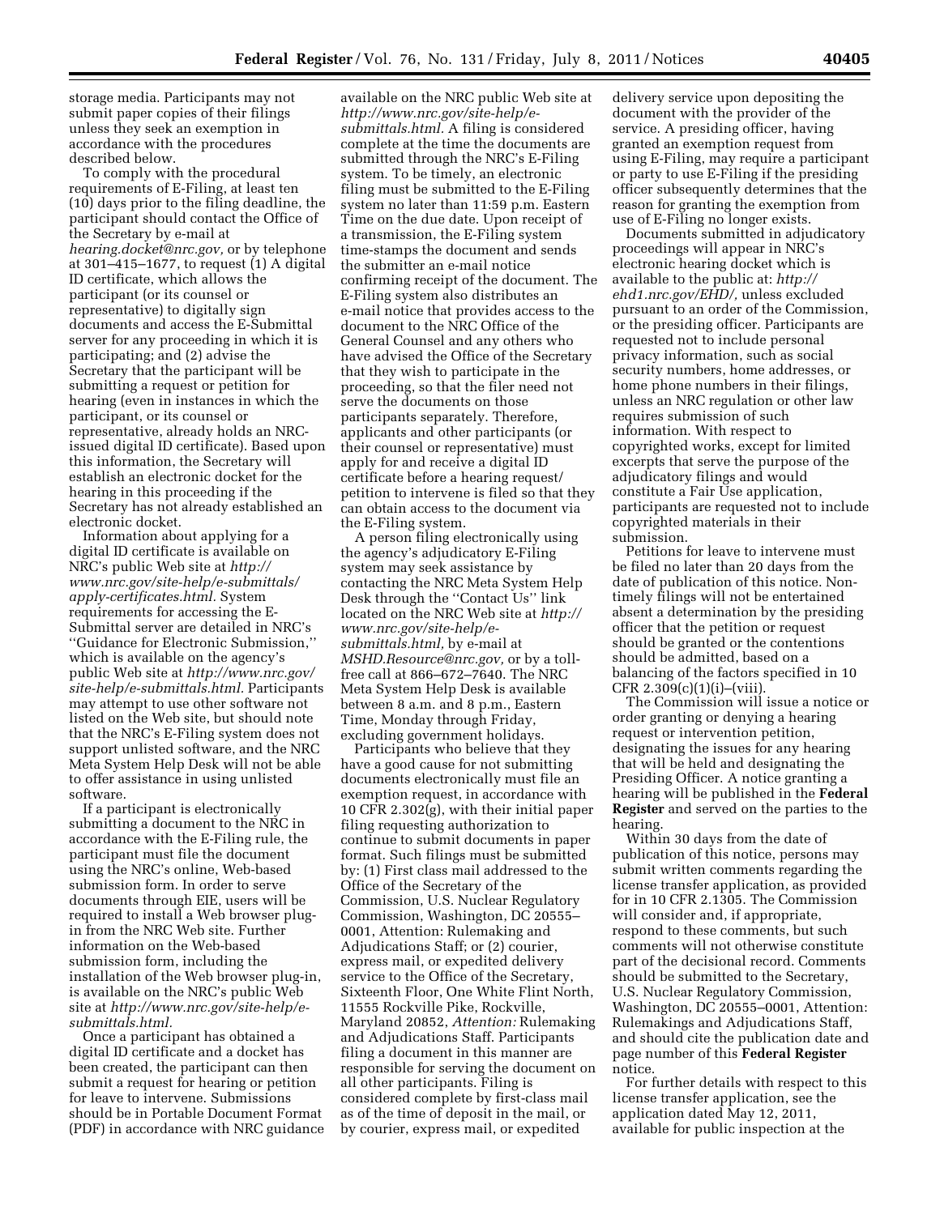storage media. Participants may not submit paper copies of their filings unless they seek an exemption in accordance with the procedures described below.

To comply with the procedural requirements of E-Filing, at least ten (10) days prior to the filing deadline, the participant should contact the Office of the Secretary by e-mail at *hearing.docket@nrc.gov,* or by telephone at 301–415–1677, to request (1) A digital ID certificate, which allows the participant (or its counsel or representative) to digitally sign documents and access the E-Submittal server for any proceeding in which it is participating; and (2) advise the Secretary that the participant will be submitting a request or petition for hearing (even in instances in which the participant, or its counsel or representative, already holds an NRC-issued digital ID certificate). Based upon this information, the Secretary will establish an electronic docket for the hearing in this proceeding if the Secretary has not already established an electronic docket.

Information about applying for a digital ID certificate is available on NRC's public Web site at *http://www.nrc.gov/site-help/e-submittals/apply-certificates.html.* System requirements for accessing the E-Submittal server are detailed in NRC's "Guidance for Electronic Submission," which is available on the agency's public Web site at *http://www.nrc.gov/site-help/e-submittals.html.* Participants may attempt to use other software not listed on the Web site, but should note that the NRC's E-Filing system does not support unlisted software, and the NRC Meta System Help Desk will not be able to offer assistance in using unlisted software.

If a participant is electronically submitting a document to the NRC in accordance with the E-Filing rule, the participant must file the document using the NRC's online, Web-based submission form. In order to serve documents through EIE, users will be required to install a Web browser plug-in from the NRC Web site. Further information on the Web-based submission form, including the installation of the Web browser plug-in, is available on the NRC's public Web site at *http://www.nrc.gov/site-help/e-submittals.html.*

Once a participant has obtained a digital ID certificate and a docket has been created, the participant can then submit a request for hearing or petition for leave to intervene. Submissions should be in Portable Document Format (PDF) in accordance with NRC guidance available on the NRC public Web site at *http://www.nrc.gov/site-help/e-submittals.html.* A filing is considered complete at the time the documents are submitted through the NRC's E-Filing system. To be timely, an electronic filing must be submitted to the E-Filing system no later than 11:59 p.m. Eastern Time on the due date. Upon receipt of a transmission, the E-Filing system time-stamps the document and sends the submitter an e-mail notice confirming receipt of the document. The E-Filing system also distributes an e-mail notice that provides access to the document to the NRC Office of the General Counsel and any others who have advised the Office of the Secretary that they wish to participate in the proceeding, so that the filer need not serve the documents on those participants separately. Therefore, applicants and other participants (or their counsel or representative) must apply for and receive a digital ID certificate before a hearing request/petition to intervene is filed so that they can obtain access to the document via the E-Filing system.

A person filing electronically using the agency's adjudicatory E-Filing system may seek assistance by contacting the NRC Meta System Help Desk through the "Contact Us" link located on the NRC Web site at *http://www.nrc.gov/site-help/e-submittals.html,* by e-mail at *MSHD.Resource@nrc.gov,* or by a toll-free call at 866–672–7640. The NRC Meta System Help Desk is available between 8 a.m. and 8 p.m., Eastern Time, Monday through Friday, excluding government holidays.

Participants who believe that they have a good cause for not submitting documents electronically must file an exemption request, in accordance with 10 CFR 2.302(g), with their initial paper filing requesting authorization to continue to submit documents in paper format. Such filings must be submitted by: (1) First class mail addressed to the Office of the Secretary of the Commission, U.S. Nuclear Regulatory Commission, Washington, DC 20555–0001, Attention: Rulemaking and Adjudications Staff; or (2) courier, express mail, or expedited delivery service to the Office of the Secretary, Sixteenth Floor, One White Flint North, 11555 Rockville Pike, Rockville, Maryland 20852, *Attention:* Rulemaking and Adjudications Staff. Participants filing a document in this manner are responsible for serving the document on all other participants. Filing is considered complete by first-class mail as of the time of deposit in the mail, or by courier, express mail, or expedited delivery service upon depositing the document with the provider of the service. A presiding officer, having granted an exemption request from using E-Filing, may require a participant or party to use E-Filing if the presiding officer subsequently determines that the reason for granting the exemption from use of E-Filing no longer exists.

Documents submitted in adjudicatory proceedings will appear in NRC's electronic hearing docket which is available to the public at: *http://ehd1.nrc.gov/EHD/,* unless excluded pursuant to an order of the Commission, or the presiding officer. Participants are requested not to include personal privacy information, such as social security numbers, home addresses, or home phone numbers in their filings, unless an NRC regulation or other law requires submission of such information. With respect to copyrighted works, except for limited excerpts that serve the purpose of the adjudicatory filings and would constitute a Fair Use application, participants are requested not to include copyrighted materials in their submission.

Petitions for leave to intervene must be filed no later than 20 days from the date of publication of this notice. Non-timely filings will not be entertained absent a determination by the presiding officer that the petition or request should be granted or the contentions should be admitted, based on a balancing of the factors specified in 10 CFR 2.309(c)(1)(i)–(viii).

The Commission will issue a notice or order granting or denying a hearing request or intervention petition, designating the issues for any hearing that will be held and designating the Presiding Officer. A notice granting a hearing will be published in the **Federal Register** and served on the parties to the hearing.

Within 30 days from the date of publication of this notice, persons may submit written comments regarding the license transfer application, as provided for in 10 CFR 2.1305. The Commission will consider and, if appropriate, respond to these comments, but such comments will not otherwise constitute part of the decisional record. Comments should be submitted to the Secretary, U.S. Nuclear Regulatory Commission, Washington, DC 20555–0001, Attention: Rulemakings and Adjudications Staff, and should cite the publication date and page number of this **Federal Register** notice.

For further details with respect to this license transfer application, see the application dated May 12, 2011, available for public inspection at the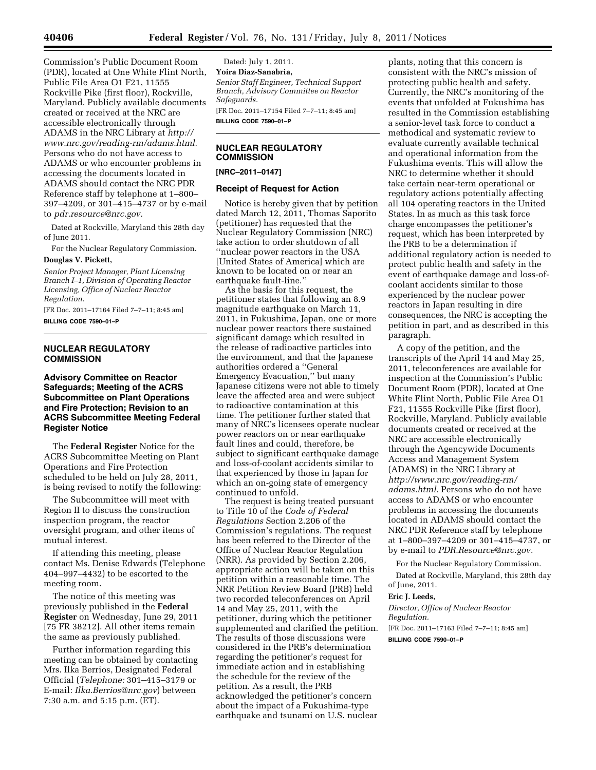Commission's Public Document Room (PDR), located at One White Flint North, Public File Area O1 F21, 11555 Rockville Pike (first floor), Rockville, Maryland. Publicly available documents created or received at the NRC are accessible electronically through ADAMS in the NRC Library at *http://www.nrc.gov/reading-rm/adams.html.* Persons who do not have access to ADAMS or who encounter problems in accessing the documents located in ADAMS should contact the NRC PDR Reference staff by telephone at 1–800–397–4209, or 301–415–4737 or by e-mail to *pdr.resource@nrc.gov.*

Dated at Rockville, Maryland this 28th day of June 2011.

For the Nuclear Regulatory Commission.

**Douglas V. Pickett,**

*Senior Project Manager, Plant Licensing Branch I–1, Division of Operating Reactor Licensing, Office of Nuclear Reactor Regulation.*

[FR Doc. 2011–17164 Filed 7–7–11; 8:45 am]

**BILLING CODE 7590–01–P**

## NUCLEAR REGULATORY COMMISSION

### Advisory Committee on Reactor Safeguards; Meeting of the ACRS Subcommittee on Plant Operations and Fire Protection; Revision to an ACRS Subcommittee Meeting Federal Register Notice

The **Federal Register** Notice for the ACRS Subcommittee Meeting on Plant Operations and Fire Protection scheduled to be held on July 28, 2011, is being revised to notify the following:

The Subcommittee will meet with Region II to discuss the construction inspection program, the reactor oversight program, and other items of mutual interest.

If attending this meeting, please contact Ms. Denise Edwards (Telephone 404–997–4432) to be escorted to the meeting room.

The notice of this meeting was previously published in the **Federal Register** on Wednesday, June 29, 2011 [75 FR 38212]. All other items remain the same as previously published.

Further information regarding this meeting can be obtained by contacting Mrs. Ilka Berrios, Designated Federal Official (*Telephone:* 301–415–3179 or E-mail: *Ilka.Berrios@nrc.gov*) between 7:30 a.m. and 5:15 p.m. (ET).

Dated: July 1, 2011.

**Yoira Diaz-Sanabria,**

*Senior Staff Engineer, Technical Support Branch, Advisory Committee on Reactor Safeguards.*

[FR Doc. 2011–17154 Filed 7–7–11; 8:45 am]

**BILLING CODE 7590–01–P**

## NUCLEAR REGULATORY COMMISSION

**[NRC–2011–0147]**

### Receipt of Request for Action

Notice is hereby given that by petition dated March 12, 2011, Thomas Saporito (petitioner) has requested that the Nuclear Regulatory Commission (NRC) take action to order shutdown of all ''nuclear power reactors in the USA [United States of America] which are known to be located on or near an earthquake fault-line.''

As the basis for this request, the petitioner states that following an 8.9 magnitude earthquake on March 11, 2011, in Fukushima, Japan, one or more nuclear power reactors there sustained significant damage which resulted in the release of radioactive particles into the environment, and that the Japanese authorities ordered a ''General Emergency Evacuation,'' but many Japanese citizens were not able to timely leave the affected area and were subject to radioactive contamination at this time. The petitioner further stated that many of NRC's licensees operate nuclear power reactors on or near earthquake fault lines and could, therefore, be subject to significant earthquake damage and loss-of-coolant accidents similar to that experienced by those in Japan for which an on-going state of emergency continued to unfold.

The request is being treated pursuant to Title 10 of the *Code of Federal Regulations* Section 2.206 of the Commission's regulations. The request has been referred to the Director of the Office of Nuclear Reactor Regulation (NRR). As provided by Section 2.206, appropriate action will be taken on this petition within a reasonable time. The NRR Petition Review Board (PRB) held two recorded teleconferences on April 14 and May 25, 2011, with the petitioner, during which the petitioner supplemented and clarified the petition. The results of those discussions were considered in the PRB's determination regarding the petitioner's request for immediate action and in establishing the schedule for the review of the petition. As a result, the PRB acknowledged the petitioner's concern about the impact of a Fukushima-type earthquake and tsunami on U.S. nuclear plants, noting that this concern is consistent with the NRC's mission of protecting public health and safety. Currently, the NRC's monitoring of the events that unfolded at Fukushima has resulted in the Commission establishing a senior-level task force to conduct a methodical and systematic review to evaluate currently available technical and operational information from the Fukushima events. This will allow the NRC to determine whether it should take certain near-term operational or regulatory actions potentially affecting all 104 operating reactors in the United States. In as much as this task force charge encompasses the petitioner's request, which has been interpreted by the PRB to be a determination if additional regulatory action is needed to protect public health and safety in the event of earthquake damage and loss-of-coolant accidents similar to those experienced by the nuclear power reactors in Japan resulting in dire consequences, the NRC is accepting the petition in part, and as described in this paragraph.

A copy of the petition, and the transcripts of the April 14 and May 25, 2011, teleconferences are available for inspection at the Commission's Public Document Room (PDR), located at One White Flint North, Public File Area O1 F21, 11555 Rockville Pike (first floor), Rockville, Maryland. Publicly available documents created or received at the NRC are accessible electronically through the Agencywide Documents Access and Management System (ADAMS) in the NRC Library at *http://www.nrc.gov/reading-rm/adams.html.* Persons who do not have access to ADAMS or who encounter problems in accessing the documents located in ADAMS should contact the NRC PDR Reference staff by telephone at 1–800–397–4209 or 301–415–4737, or by e-mail to *PDR.Resource@nrc.gov.*

For the Nuclear Regulatory Commission.

Dated at Rockville, Maryland, this 28th day of June, 2011.

**Eric J. Leeds,**

*Director, Office of Nuclear Reactor Regulation.*

[FR Doc. 2011–17163 Filed 7–7–11; 8:45 am]

**BILLING CODE 7590–01–P**